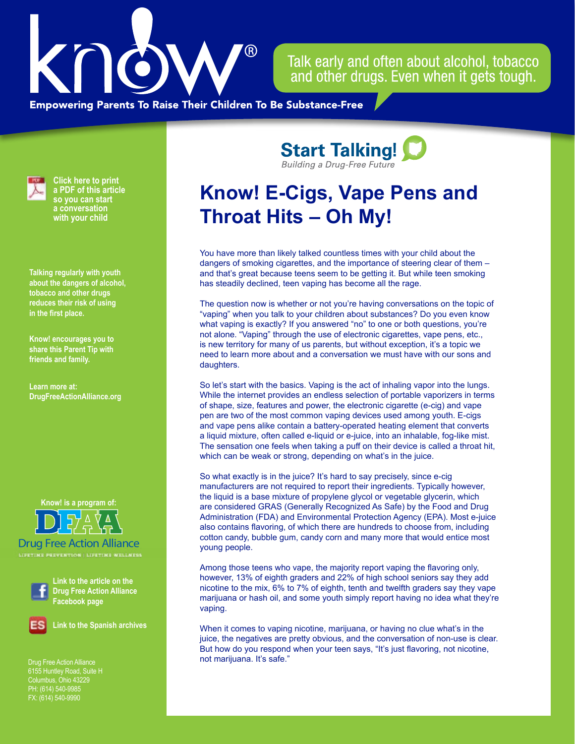know®

Talk early and often about alcohol, tobacco and other drugs. Even when it gets tough.

**Empowering Parents To Raise Their Children To Be Substance-Free**

**Click here to print a PDF of this article so you can start a conversation with your child**

**Talking regularly with youth about the dangers of alcohol, tobacco and other drugs reduces their risk of using in the first place.**

**Know! encourages you to share this Parent Tip with friends and family.**

**Learn more at: DrugFreeActionAlliance.org**

**Know! is a program of:**

DFAA Drug Free Action Alliance

LIFETIME PREVENTION | LIFETIME WELLNESS

**Link to the article on the Drug Free Action Alliance Facebook page**

**Link to the Spanish archives**

Drug Free Action Alliance
6155 Huntley Road, Suite H
Columbus, Ohio 43229
PH: (614) 540-9985
FX: (614) 540-9990

**Start Talking!**
*Building a Drug-Free Future*

# Know! E-Cigs, Vape Pens and Throat Hits – Oh My!

You have more than likely talked countless times with your child about the dangers of smoking cigarettes, and the importance of steering clear of them – and that's great because teens seem to be getting it. But while teen smoking has steadily declined, teen vaping has become all the rage.

The question now is whether or not you're having conversations on the topic of "vaping" when you talk to your children about substances? Do you even know what vaping is exactly? If you answered "no" to one or both questions, you're not alone. "Vaping" through the use of electronic cigarettes, vape pens, etc., is new territory for many of us parents, but without exception, it's a topic we need to learn more about and a conversation we must have with our sons and daughters.

So let's start with the basics. Vaping is the act of inhaling vapor into the lungs. While the internet provides an endless selection of portable vaporizers in terms of shape, size, features and power, the electronic cigarette (e-cig) and vape pen are two of the most common vaping devices used among youth. E-cigs and vape pens alike contain a battery-operated heating element that converts a liquid mixture, often called e-liquid or e-juice, into an inhalable, fog-like mist. The sensation one feels when taking a puff on their device is called a throat hit, which can be weak or strong, depending on what's in the juice.

So what exactly is in the juice? It's hard to say precisely, since e-cig manufacturers are not required to report their ingredients. Typically however, the liquid is a base mixture of propylene glycol or vegetable glycerin, which are considered GRAS (Generally Recognized As Safe) by the Food and Drug Administration (FDA) and Environmental Protection Agency (EPA). Most e-juice also contains flavoring, of which there are hundreds to choose from, including cotton candy, bubble gum, candy corn and many more that would entice most young people.

Among those teens who vape, the majority report vaping the flavoring only, however, 13% of eighth graders and 22% of high school seniors say they add nicotine to the mix, 6% to 7% of eighth, tenth and twelfth graders say they vape marijuana or hash oil, and some youth simply report having no idea what they're vaping.

When it comes to vaping nicotine, marijuana, or having no clue what's in the juice, the negatives are pretty obvious, and the conversation of non-use is clear. But how do you respond when your teen says, "It's just flavoring, not nicotine, not marijuana. It's safe."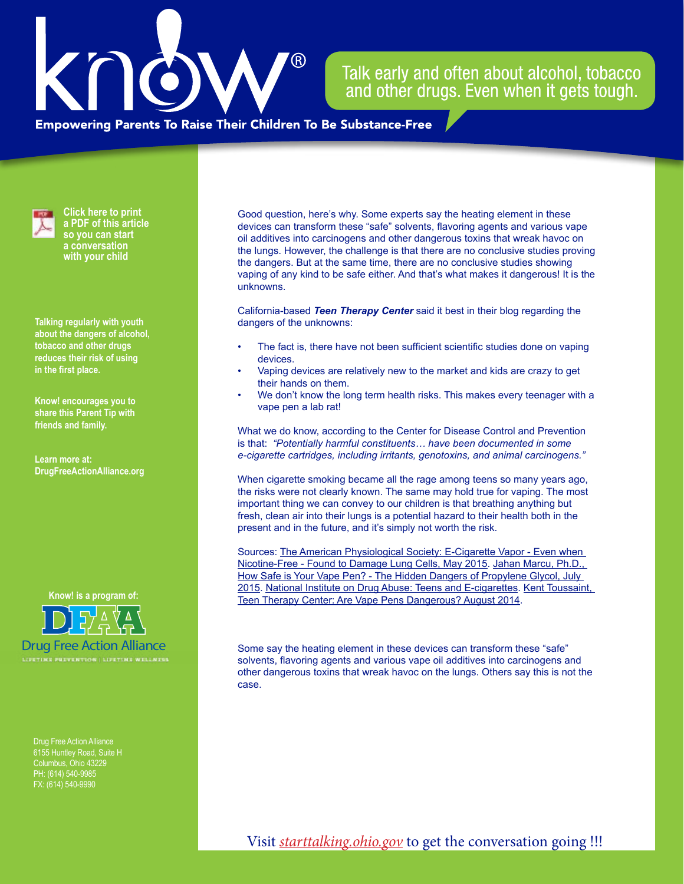# know!®

Talk early and often about alcohol, tobacco and other drugs. Even when it gets tough.

**Empowering Parents To Raise Their Children To Be Substance-Free**

**Click here to print a PDF of this article so you can start a conversation with your child**

**Talking regularly with youth about the dangers of alcohol, tobacco and other drugs reduces their risk of using in the first place.**

**Know! encourages you to share this Parent Tip with friends and family.**

**Learn more at: DrugFreeActionAlliance.org**

**Know! is a program of:**

Drug Free Action Alliance

LIFETIME PREVENTION | LIFETIME WELLNESS

Drug Free Action Alliance
6155 Huntley Road, Suite H
Columbus, Ohio 43229
PH: (614) 540-9985
FX: (614) 540-9990

Good question, here's why. Some experts say the heating element in these devices can transform these "safe" solvents, flavoring agents and various vape oil additives into carcinogens and other dangerous toxins that wreak havoc on the lungs. However, the challenge is that there are no conclusive studies proving the dangers. But at the same time, there are no conclusive studies showing vaping of any kind to be safe either. And that's what makes it dangerous! It is the unknowns.

California-based ***Teen Therapy Center*** said it best in their blog regarding the dangers of the unknowns:

- The fact is, there have not been sufficient scientific studies done on vaping devices.
- Vaping devices are relatively new to the market and kids are crazy to get their hands on them.
- We don't know the long term health risks. This makes every teenager with a vape pen a lab rat!

What we do know, according to the Center for Disease Control and Prevention is that: *"Potentially harmful constituents… have been documented in some e-cigarette cartridges, including irritants, genotoxins, and animal carcinogens."*

When cigarette smoking became all the rage among teens so many years ago, the risks were not clearly known. The same may hold true for vaping. The most important thing we can convey to our children is that breathing anything but fresh, clean air into their lungs is a potential hazard to their health both in the present and in the future, and it's simply not worth the risk.

Sources: The American Physiological Society: E-Cigarette Vapor - Even when Nicotine-Free - Found to Damage Lung Cells, May 2015. Jahan Marcu, Ph.D., How Safe is Your Vape Pen? - The Hidden Dangers of Propylene Glycol, July 2015. National Institute on Drug Abuse: Teens and E-cigarettes. Kent Toussaint, Teen Therapy Center: Are Vape Pens Dangerous? August 2014.

Some say the heating element in these devices can transform these "safe" solvents, flavoring agents and various vape oil additives into carcinogens and other dangerous toxins that wreak havoc on the lungs. Others say this is not the case.

Visit *starttalking.ohio.gov* to get the conversation going !!!